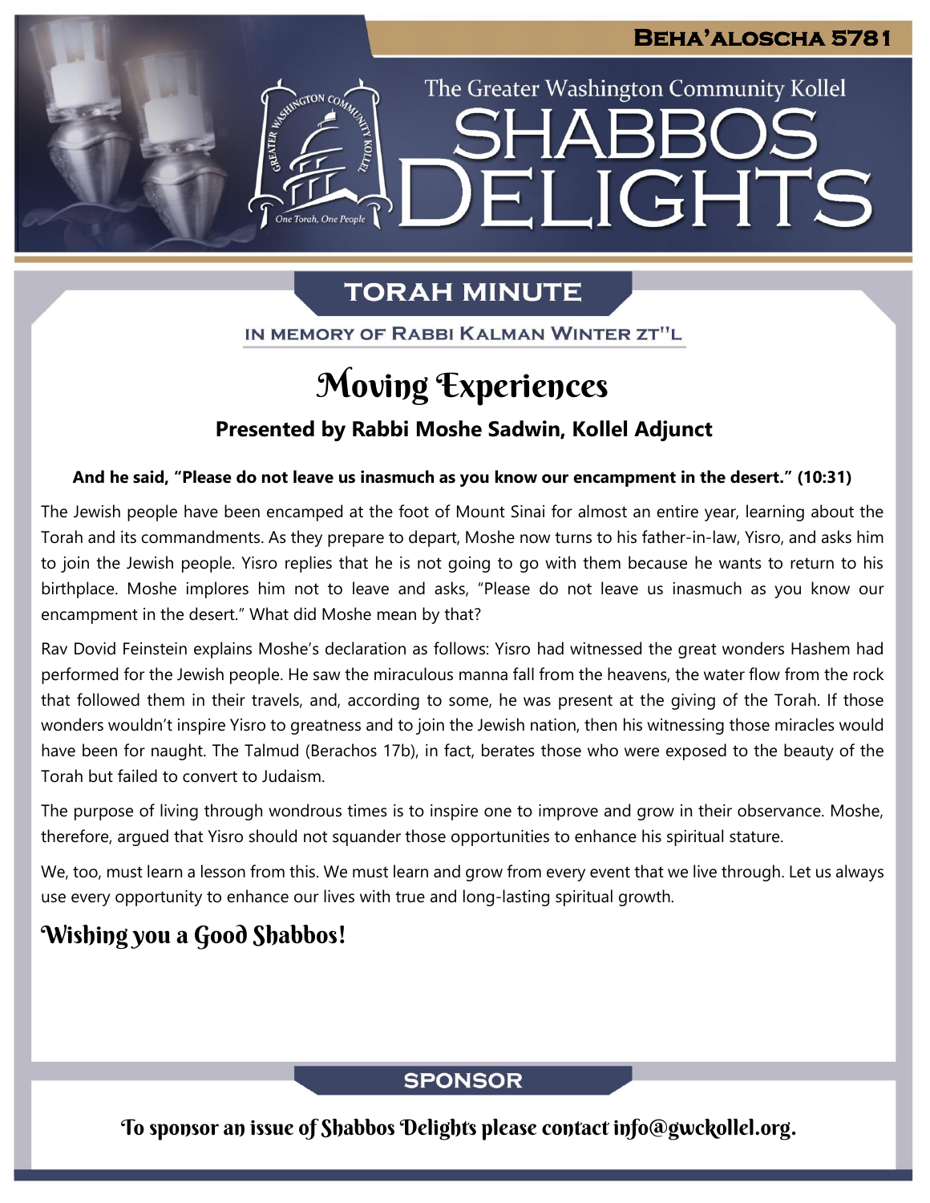Beha'aloscha 5781

The Greater Washington Community Kollel

# Shabbos Delights

## Torah Minute

In Memory of Rabbi Kalman Winter zt"l

# Moving Experiences

**Presented by Rabbi Moshe Sadwin, Kollel Adjunct**

**And he said, "Please do not leave us inasmuch as you know our encampment in the desert." (10:31)**

The Jewish people have been encamped at the foot of Mount Sinai for almost an entire year, learning about the Torah and its commandments. As they prepare to depart, Moshe now turns to his father-in-law, Yisro, and asks him to join the Jewish people. Yisro replies that he is not going to go with them because he wants to return to his birthplace. Moshe implores him not to leave and asks, "Please do not leave us inasmuch as you know our encampment in the desert." What did Moshe mean by that?

Rav Dovid Feinstein explains Moshe's declaration as follows: Yisro had witnessed the great wonders Hashem had performed for the Jewish people. He saw the miraculous manna fall from the heavens, the water flow from the rock that followed them in their travels, and, according to some, he was present at the giving of the Torah. If those wonders wouldn't inspire Yisro to greatness and to join the Jewish nation, then his witnessing those miracles would have been for naught. The Talmud (Berachos 17b), in fact, berates those who were exposed to the beauty of the Torah but failed to convert to Judaism.

The purpose of living through wondrous times is to inspire one to improve and grow in their observance. Moshe, therefore, argued that Yisro should not squander those opportunities to enhance his spiritual stature.

We, too, must learn a lesson from this. We must learn and grow from every event that we live through. Let us always use every opportunity to enhance our lives with true and long-lasting spiritual growth.

### Wishing you a Good Shabbos!

## Sponsor

To sponsor an issue of Shabbos Delights please contact info@gwckollel.org.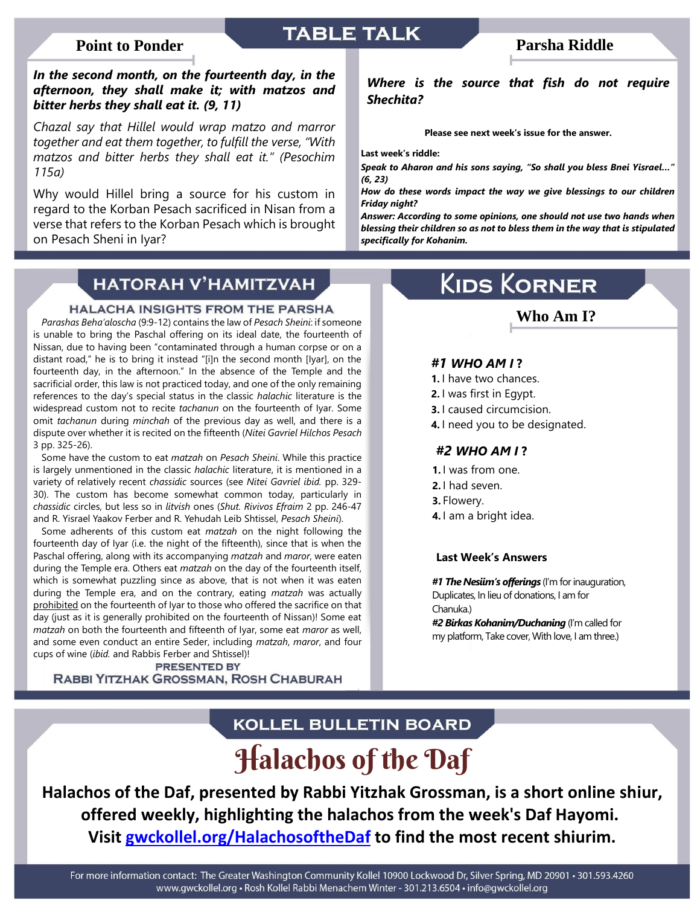# TABLE TALK

## Point to Ponder

***In the second month, on the fourteenth day, in the afternoon, they shall make it; with matzos and bitter herbs they shall eat it. (9, 11)***

*Chazal say that Hillel would wrap matzo and marror together and eat them together, to fulfill the verse, "With matzos and bitter herbs they shall eat it." (Pesochim 115a)*

Why would Hillel bring a source for his custom in regard to the Korban Pesach sacrificed in Nisan from a verse that refers to the Korban Pesach which is brought on Pesach Sheni in Iyar?

## Parsha Riddle

***Where is the source that fish do not require Shechita?***

**Please see next week's issue for the answer.**

**Last week's riddle:**

***Speak to Aharon and his sons saying, "So shall you bless Bnei Yisrael…" (6, 23)***

***How do these words impact the way we give blessings to our children Friday night?***

***Answer: According to some opinions, one should not use two hands when blessing their children so as not to bless them in the way that is stipulated specifically for Kohanim.***

# HATORAH V'HAMITZVAH

## HALACHA INSIGHTS FROM THE PARSHA

*Parashas Beha'aloscha* (9:9-12) contains the law of *Pesach Sheini*: if someone is unable to bring the Paschal offering on its ideal date, the fourteenth of Nissan, due to having been "contaminated through a human corpse or on a distant road," he is to bring it instead "[i]n the second month [Iyar], on the fourteenth day, in the afternoon." In the absence of the Temple and the sacrificial order, this law is not practiced today, and one of the only remaining references to the day's special status in the classic *halachic* literature is the widespread custom not to recite *tachanun* on the fourteenth of Iyar. Some omit *tachanun* during *minchah* of the previous day as well, and there is a dispute over whether it is recited on the fifteenth (*Nitei Gavriel Hilchos Pesach* 3 pp. 325-26).

Some have the custom to eat *matzah* on *Pesach Sheini*. While this practice is largely unmentioned in the classic *halachic* literature, it is mentioned in a variety of relatively recent *chassidic* sources (see *Nitei Gavriel ibid.* pp. 329-30). The custom has become somewhat common today, particularly in *chassidic* circles, but less so in *litvish* ones (*Shut. Rivivos Efraim* 2 pp. 246-47 and R. Yisrael Yaakov Ferber and R. Yehudah Leib Shtissel, *Pesach Sheini*).

Some adherents of this custom eat *matzah* on the night following the fourteenth day of Iyar (i.e. the night of the fifteenth), since that is when the Paschal offering, along with its accompanying *matzah* and *maror*, were eaten during the Temple era. Others eat *matzah* on the day of the fourteenth itself, which is somewhat puzzling since as above, that is not when it was eaten during the Temple era, and on the contrary, eating *matzah* was actually prohibited on the fourteenth of Iyar to those who offered the sacrifice on that day (just as it is generally prohibited on the fourteenth of Nissan)! Some eat *matzah* on both the fourteenth and fifteenth of Iyar, some eat *maror* as well, and some even conduct an entire Seder, including *matzah*, *maror*, and four cups of wine (*ibid.* and Rabbis Ferber and Shtissel)!

PRESENTED BY
RABBI YITZHAK GROSSMAN, ROSH CHABURAH

# KIDS KORNER

## Who Am I?

***#1 WHO AM I?***

1. I have two chances.
2. I was first in Egypt.
3. I caused circumcision.
4. I need you to be designated.

***#2 WHO AM I?***

1. I was from one.
2. I had seven.
3. Flowery.
4. I am a bright idea.

**Last Week's Answers**

***#1 The Nesiim's offerings*** (I'm for inauguration, Duplicates, In lieu of donations, I am for Chanuka.)

***#2 Birkas Kohanim/Duchaning*** (I'm called for my platform, Take cover, With love, I am three.)

# KOLLEL BULLETIN BOARD

## Halachos of the Daf

**Halachos of the Daf, presented by Rabbi Yitzhak Grossman, is a short online shiur, offered weekly, highlighting the halachos from the week's Daf Hayomi. Visit gwckollel.org/HalachosoftheDaf to find the most recent shiurim.**

For more information contact: The Greater Washington Community Kollel 10900 Lockwood Dr, Silver Spring, MD 20901 • 301.593.4260
www.gwckollel.org • Rosh Kollel Rabbi Menachem Winter - 301.213.6504 • info@gwckollel.org